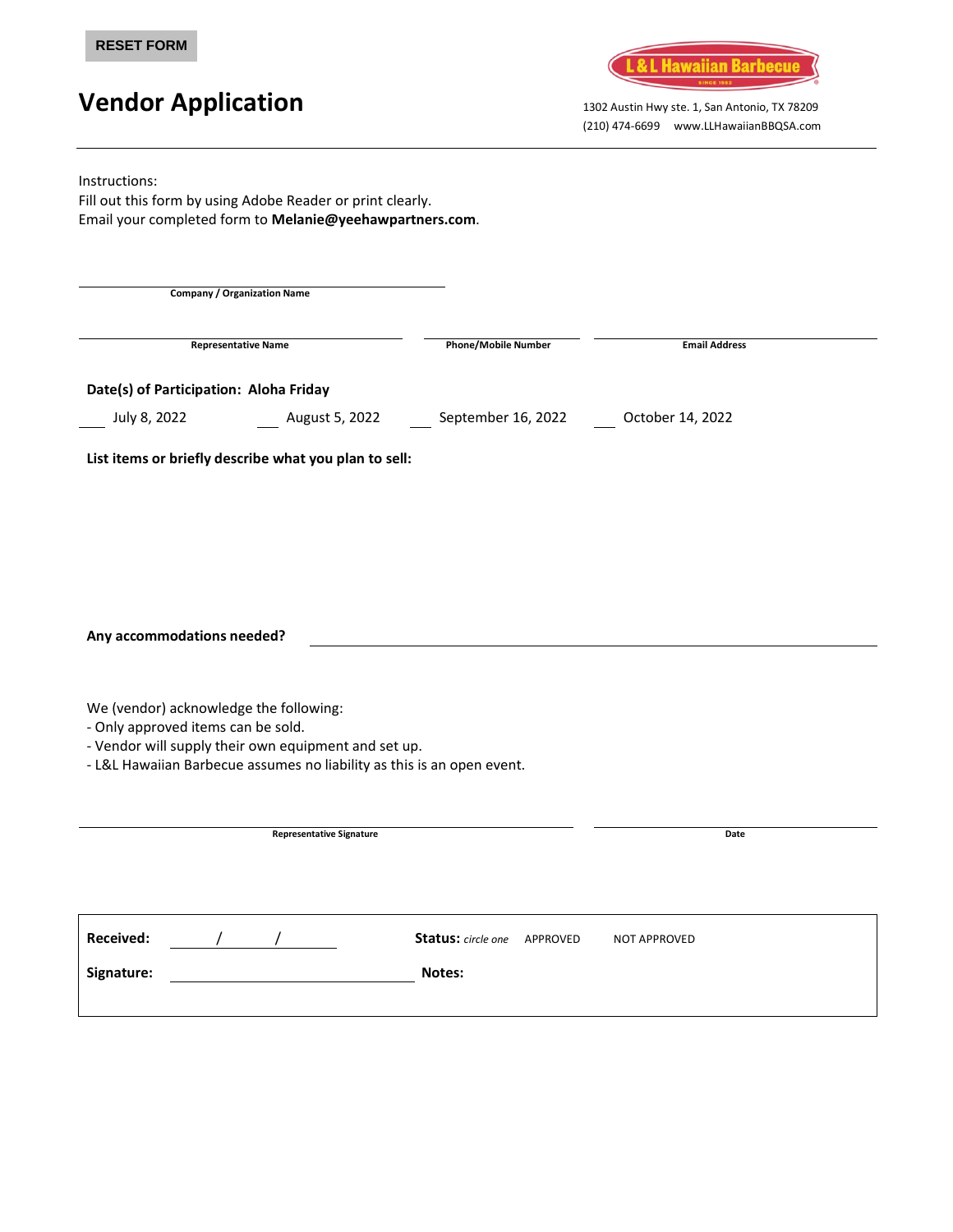RESET FORM

# Vendor Application

L&L Hawaiian Barbecue
SINCE 1952

1302 Austin Hwy ste. 1, San Antonio, TX 78209
(210) 474-6699  www.LLHawaiianBBQSA.com

Instructions:
Fill out this form by using Adobe Reader or print clearly.
Email your completed form to **Melanie@yeehawpartners.com**.

\_\_\_\_\_\_\_\_\_\_\_\_\_\_\_\_\_\_\_\_\_\_\_\_\_\_\_\_\_\_\_\_\_\_\_\_\_\_\_\_
**Company / Organization Name**

| \_\_\_\_\_\_\_\_\_\_\_\_\_\_\_\_\_\_\_\_\_\_\_\_ | \_\_\_\_\_\_\_\_\_\_\_\_\_\_\_\_ | \_\_\_\_\_\_\_\_\_\_\_\_\_\_\_\_\_\_\_\_\_\_\_\_ |
|---|---|---|
| **Representative Name** | **Phone/Mobile Number** | **Email Address** |

**Date(s) of Participation: Aloha Friday**

\_\_\_ July 8, 2022  \_\_\_ August 5, 2022  \_\_\_ September 16, 2022  \_\_\_ October 14, 2022

**List items or briefly describe what you plan to sell:**

**Any accommodations needed?** \_\_\_\_\_\_\_\_\_\_\_\_\_\_\_\_\_\_\_\_\_\_\_\_\_\_\_\_\_\_\_\_\_\_\_\_\_\_\_\_

We (vendor) acknowledge the following:
- Only approved items can be sold.
- Vendor will supply their own equipment and set up.
- L&L Hawaiian Barbecue assumes no liability as this is an open event.

| \_\_\_\_\_\_\_\_\_\_\_\_\_\_\_\_\_\_\_\_\_\_\_\_\_\_\_\_\_\_\_\_\_\_\_\_ | \_\_\_\_\_\_\_\_\_\_\_\_\_\_\_\_\_\_\_\_ |
|---|---|
| **Representative Signature** | **Date** |

**Received:** \_\_\_\_\_ / \_\_\_\_\_ / \_\_\_\_\_  **Status:** *circle one* APPROVED  NOT APPROVED

**Signature:** \_\_\_\_\_\_\_\_\_\_\_\_\_\_\_\_\_\_\_\_\_\_\_\_\_\_\_\_\_\_  **Notes:**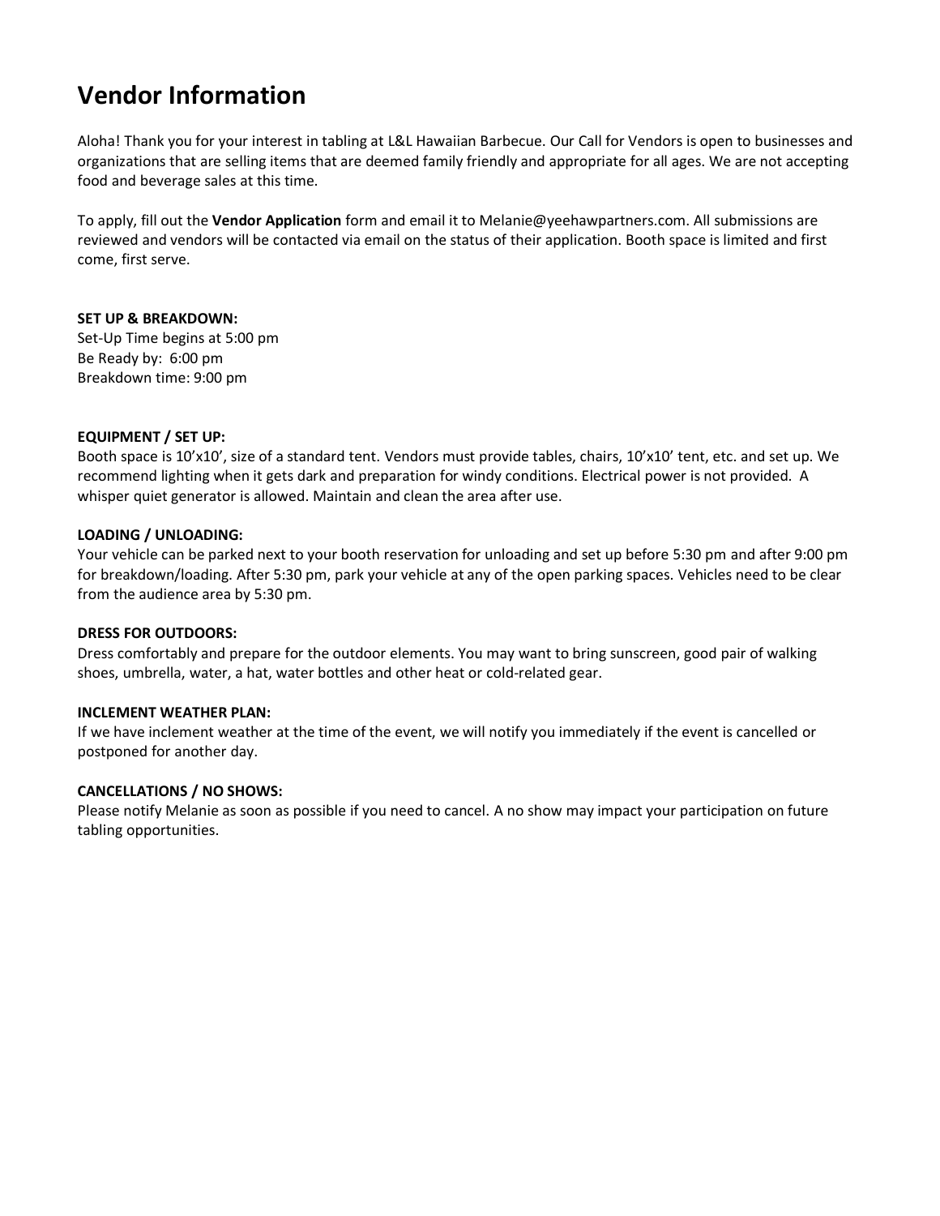# Vendor Information

Aloha! Thank you for your interest in tabling at L&L Hawaiian Barbecue. Our Call for Vendors is open to businesses and organizations that are selling items that are deemed family friendly and appropriate for all ages. We are not accepting food and beverage sales at this time.

To apply, fill out the **Vendor Application** form and email it to Melanie@yeehawpartners.com. All submissions are reviewed and vendors will be contacted via email on the status of their application. Booth space is limited and first come, first serve.

**SET UP & BREAKDOWN:**
Set-Up Time begins at 5:00 pm
Be Ready by: 6:00 pm
Breakdown time: 9:00 pm

**EQUIPMENT / SET UP:**
Booth space is 10'x10', size of a standard tent. Vendors must provide tables, chairs, 10'x10' tent, etc. and set up. We recommend lighting when it gets dark and preparation for windy conditions. Electrical power is not provided. A whisper quiet generator is allowed. Maintain and clean the area after use.

**LOADING / UNLOADING:**
Your vehicle can be parked next to your booth reservation for unloading and set up before 5:30 pm and after 9:00 pm for breakdown/loading. After 5:30 pm, park your vehicle at any of the open parking spaces. Vehicles need to be clear from the audience area by 5:30 pm.

**DRESS FOR OUTDOORS:**
Dress comfortably and prepare for the outdoor elements. You may want to bring sunscreen, good pair of walking shoes, umbrella, water, a hat, water bottles and other heat or cold-related gear.

**INCLEMENT WEATHER PLAN:**
If we have inclement weather at the time of the event, we will notify you immediately if the event is cancelled or postponed for another day.

**CANCELLATIONS / NO SHOWS:**
Please notify Melanie as soon as possible if you need to cancel. A no show may impact your participation on future tabling opportunities.